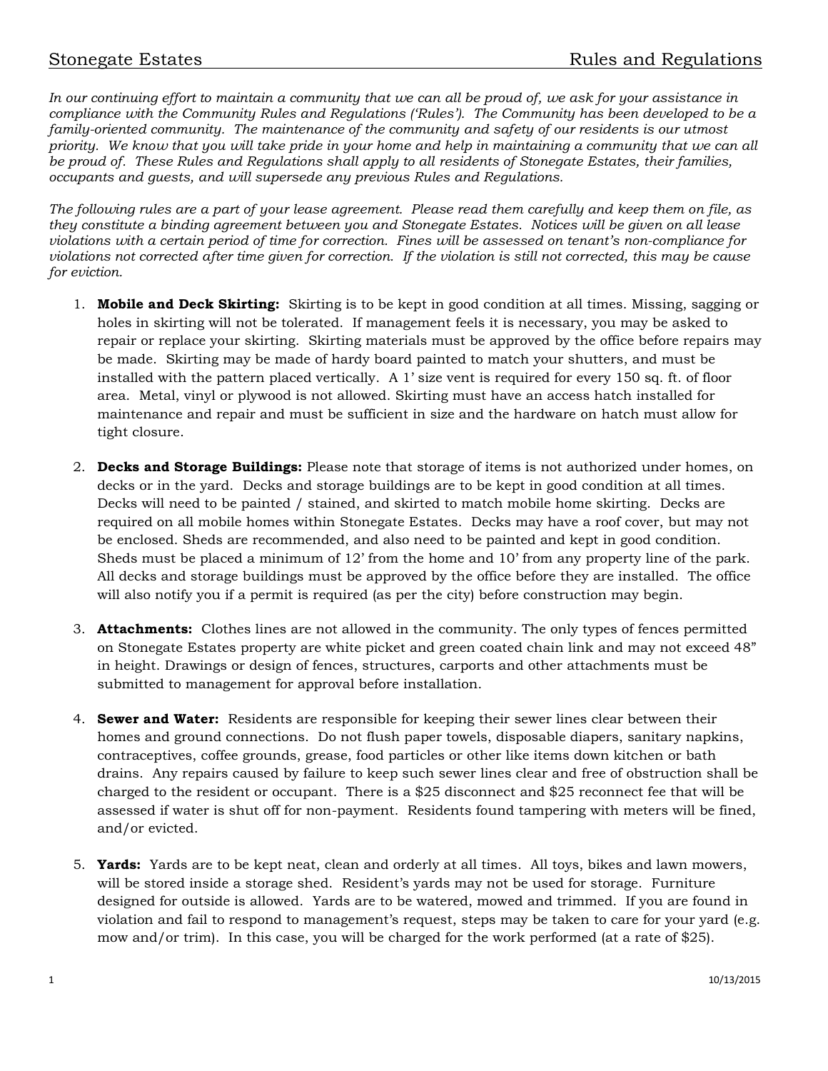# Stonegate Estates Rules and Regulations

*In our continuing effort to maintain a community that we can all be proud of, we ask for your assistance in compliance with the Community Rules and Regulations ('Rules'). The Community has been developed to be a family-oriented community. The maintenance of the community and safety of our residents is our utmost priority. We know that you will take pride in your home and help in maintaining a community that we can all be proud of. These Rules and Regulations shall apply to all residents of Stonegate Estates, their families, occupants and guests, and will supersede any previous Rules and Regulations.*

*The following rules are a part of your lease agreement. Please read them carefully and keep them on file, as they constitute a binding agreement between you and Stonegate Estates. Notices will be given on all lease violations with a certain period of time for correction. Fines will be assessed on tenant's non-compliance for violations not corrected after time given for correction. If the violation is still not corrected, this may be cause for eviction.*

1. **Mobile and Deck Skirting:** Skirting is to be kept in good condition at all times. Missing, sagging or holes in skirting will not be tolerated. If management feels it is necessary, you may be asked to repair or replace your skirting. Skirting materials must be approved by the office before repairs may be made. Skirting may be made of hardy board painted to match your shutters, and must be installed with the pattern placed vertically. A 1' size vent is required for every 150 sq. ft. of floor area. Metal, vinyl or plywood is not allowed. Skirting must have an access hatch installed for maintenance and repair and must be sufficient in size and the hardware on hatch must allow for tight closure.

2. **Decks and Storage Buildings:** Please note that storage of items is not authorized under homes, on decks or in the yard. Decks and storage buildings are to be kept in good condition at all times. Decks will need to be painted / stained, and skirted to match mobile home skirting. Decks are required on all mobile homes within Stonegate Estates. Decks may have a roof cover, but may not be enclosed. Sheds are recommended, and also need to be painted and kept in good condition. Sheds must be placed a minimum of 12' from the home and 10' from any property line of the park. All decks and storage buildings must be approved by the office before they are installed. The office will also notify you if a permit is required (as per the city) before construction may begin.

3. **Attachments:** Clothes lines are not allowed in the community. The only types of fences permitted on Stonegate Estates property are white picket and green coated chain link and may not exceed 48" in height. Drawings or design of fences, structures, carports and other attachments must be submitted to management for approval before installation.

4. **Sewer and Water:** Residents are responsible for keeping their sewer lines clear between their homes and ground connections. Do not flush paper towels, disposable diapers, sanitary napkins, contraceptives, coffee grounds, grease, food particles or other like items down kitchen or bath drains. Any repairs caused by failure to keep such sewer lines clear and free of obstruction shall be charged to the resident or occupant. There is a $25 disconnect and $25 reconnect fee that will be assessed if water is shut off for non-payment. Residents found tampering with meters will be fined, and/or evicted.

5. **Yards:** Yards are to be kept neat, clean and orderly at all times. All toys, bikes and lawn mowers, will be stored inside a storage shed. Resident's yards may not be used for storage. Furniture designed for outside is allowed. Yards are to be watered, mowed and trimmed. If you are found in violation and fail to respond to management's request, steps may be taken to care for your yard (e.g. mow and/or trim). In this case, you will be charged for the work performed (at a rate of $25).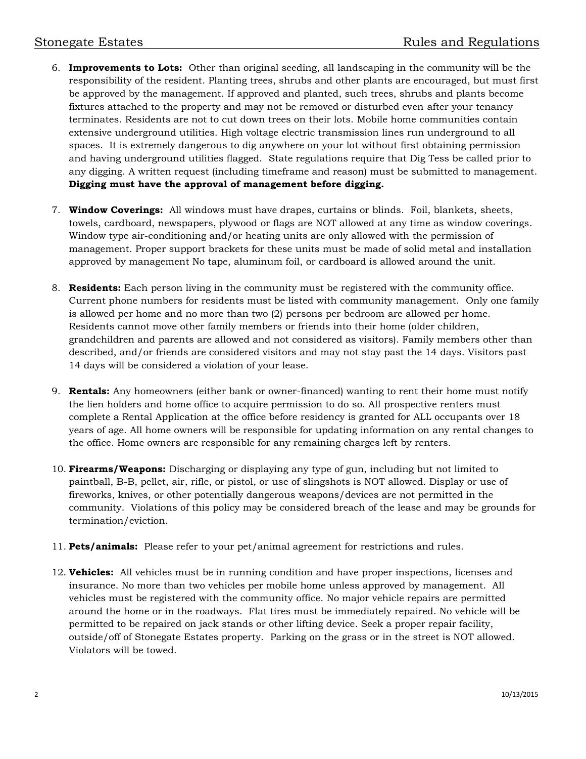6. **Improvements to Lots:** Other than original seeding, all landscaping in the community will be the responsibility of the resident. Planting trees, shrubs and other plants are encouraged, but must first be approved by the management. If approved and planted, such trees, shrubs and plants become fixtures attached to the property and may not be removed or disturbed even after your tenancy terminates. Residents are not to cut down trees on their lots. Mobile home communities contain extensive underground utilities. High voltage electric transmission lines run underground to all spaces. It is extremely dangerous to dig anywhere on your lot without first obtaining permission and having underground utilities flagged. State regulations require that Dig Tess be called prior to any digging. A written request (including timeframe and reason) must be submitted to management. **Digging must have the approval of management before digging.**

7. **Window Coverings:** All windows must have drapes, curtains or blinds. Foil, blankets, sheets, towels, cardboard, newspapers, plywood or flags are NOT allowed at any time as window coverings. Window type air-conditioning and/or heating units are only allowed with the permission of management. Proper support brackets for these units must be made of solid metal and installation approved by management No tape, aluminum foil, or cardboard is allowed around the unit.

8. **Residents:** Each person living in the community must be registered with the community office. Current phone numbers for residents must be listed with community management. Only one family is allowed per home and no more than two (2) persons per bedroom are allowed per home. Residents cannot move other family members or friends into their home (older children, grandchildren and parents are allowed and not considered as visitors). Family members other than described, and/or friends are considered visitors and may not stay past the 14 days. Visitors past 14 days will be considered a violation of your lease.

9. **Rentals:** Any homeowners (either bank or owner-financed) wanting to rent their home must notify the lien holders and home office to acquire permission to do so. All prospective renters must complete a Rental Application at the office before residency is granted for ALL occupants over 18 years of age. All home owners will be responsible for updating information on any rental changes to the office. Home owners are responsible for any remaining charges left by renters.

10. **Firearms/Weapons:** Discharging or displaying any type of gun, including but not limited to paintball, B-B, pellet, air, rifle, or pistol, or use of slingshots is NOT allowed. Display or use of fireworks, knives, or other potentially dangerous weapons/devices are not permitted in the community. Violations of this policy may be considered breach of the lease and may be grounds for termination/eviction.

11. **Pets/animals:** Please refer to your pet/animal agreement for restrictions and rules.

12. **Vehicles:** All vehicles must be in running condition and have proper inspections, licenses and insurance. No more than two vehicles per mobile home unless approved by management. All vehicles must be registered with the community office. No major vehicle repairs are permitted around the home or in the roadways. Flat tires must be immediately repaired. No vehicle will be permitted to be repaired on jack stands or other lifting device. Seek a proper repair facility, outside/off of Stonegate Estates property. Parking on the grass or in the street is NOT allowed. Violators will be towed.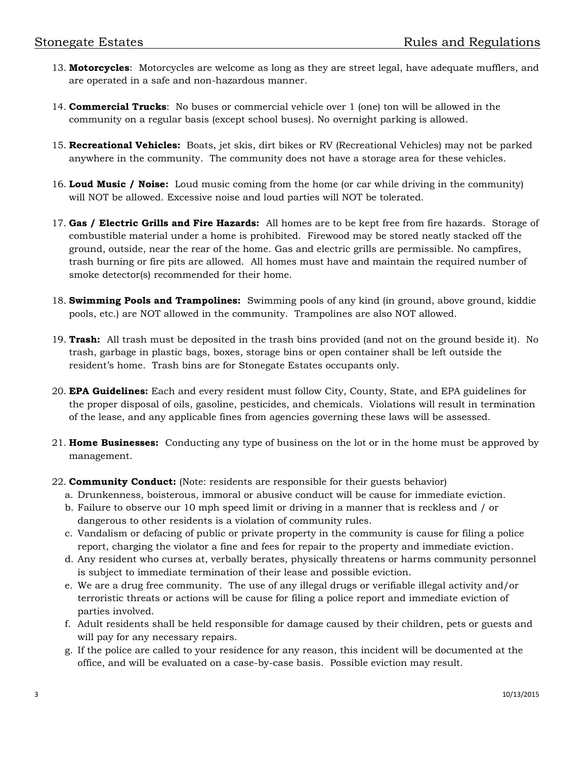13. **Motorcycles**: Motorcycles are welcome as long as they are street legal, have adequate mufflers, and are operated in a safe and non-hazardous manner.

14. **Commercial Trucks**: No buses or commercial vehicle over 1 (one) ton will be allowed in the community on a regular basis (except school buses). No overnight parking is allowed.

15. **Recreational Vehicles:** Boats, jet skis, dirt bikes or RV (Recreational Vehicles) may not be parked anywhere in the community. The community does not have a storage area for these vehicles.

16. **Loud Music / Noise:** Loud music coming from the home (or car while driving in the community) will NOT be allowed. Excessive noise and loud parties will NOT be tolerated.

17. **Gas / Electric Grills and Fire Hazards:** All homes are to be kept free from fire hazards. Storage of combustible material under a home is prohibited. Firewood may be stored neatly stacked off the ground, outside, near the rear of the home. Gas and electric grills are permissible. No campfires, trash burning or fire pits are allowed. All homes must have and maintain the required number of smoke detector(s) recommended for their home.

18. **Swimming Pools and Trampolines:** Swimming pools of any kind (in ground, above ground, kiddie pools, etc.) are NOT allowed in the community. Trampolines are also NOT allowed.

19. **Trash:** All trash must be deposited in the trash bins provided (and not on the ground beside it). No trash, garbage in plastic bags, boxes, storage bins or open container shall be left outside the resident's home. Trash bins are for Stonegate Estates occupants only.

20. **EPA Guidelines:** Each and every resident must follow City, County, State, and EPA guidelines for the proper disposal of oils, gasoline, pesticides, and chemicals. Violations will result in termination of the lease, and any applicable fines from agencies governing these laws will be assessed.

21. **Home Businesses:** Conducting any type of business on the lot or in the home must be approved by management.

22. **Community Conduct:** (Note: residents are responsible for their guests behavior)
    a. Drunkenness, boisterous, immoral or abusive conduct will be cause for immediate eviction.
    b. Failure to observe our 10 mph speed limit or driving in a manner that is reckless and / or dangerous to other residents is a violation of community rules.
    c. Vandalism or defacing of public or private property in the community is cause for filing a police report, charging the violator a fine and fees for repair to the property and immediate eviction.
    d. Any resident who curses at, verbally berates, physically threatens or harms community personnel is subject to immediate termination of their lease and possible eviction.
    e. We are a drug free community. The use of any illegal drugs or verifiable illegal activity and/or terroristic threats or actions will be cause for filing a police report and immediate eviction of parties involved.
    f. Adult residents shall be held responsible for damage caused by their children, pets or guests and will pay for any necessary repairs.
    g. If the police are called to your residence for any reason, this incident will be documented at the office, and will be evaluated on a case-by-case basis. Possible eviction may result.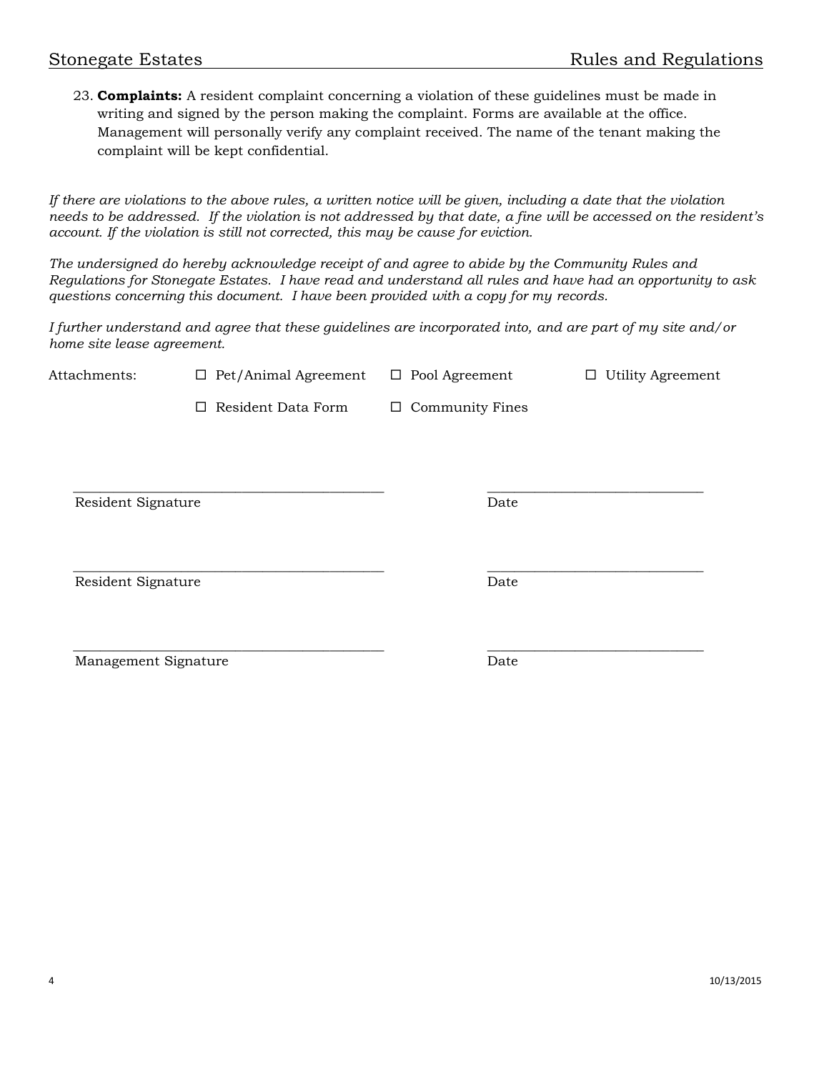23. **Complaints:** A resident complaint concerning a violation of these guidelines must be made in writing and signed by the person making the complaint. Forms are available at the office. Management will personally verify any complaint received. The name of the tenant making the complaint will be kept confidential.

*If there are violations to the above rules, a written notice will be given, including a date that the violation needs to be addressed. If the violation is not addressed by that date, a fine will be accessed on the resident's account. If the violation is still not corrected, this may be cause for eviction.*

*The undersigned do hereby acknowledge receipt of and agree to abide by the Community Rules and Regulations for Stonegate Estates. I have read and understand all rules and have had an opportunity to ask questions concerning this document. I have been provided with a copy for my records.*

*I further understand and agree that these guidelines are incorporated into, and are part of my site and/or home site lease agreement.*

Attachments:

- ☐ Pet/Animal Agreement
- ☐ Pool Agreement
- ☐ Utility Agreement
- ☐ Resident Data Form
- ☐ Community Fines

\_\_\_\_\_\_\_\_\_\_\_\_\_\_\_\_\_\_\_\_\_\_\_\_\_\_\_\_\_\_\_\_\_\_\_\_\_\_\_\_ \_\_\_\_\_\_\_\_\_\_\_\_\_\_\_\_\_\_\_\_\_\_\_\_\_\_\_\_
Resident Signature Date

\_\_\_\_\_\_\_\_\_\_\_\_\_\_\_\_\_\_\_\_\_\_\_\_\_\_\_\_\_\_\_\_\_\_\_\_\_\_\_\_ \_\_\_\_\_\_\_\_\_\_\_\_\_\_\_\_\_\_\_\_\_\_\_\_\_\_\_\_
Resident Signature Date

\_\_\_\_\_\_\_\_\_\_\_\_\_\_\_\_\_\_\_\_\_\_\_\_\_\_\_\_\_\_\_\_\_\_\_\_\_\_\_\_ \_\_\_\_\_\_\_\_\_\_\_\_\_\_\_\_\_\_\_\_\_\_\_\_\_\_\_\_
Management Signature Date